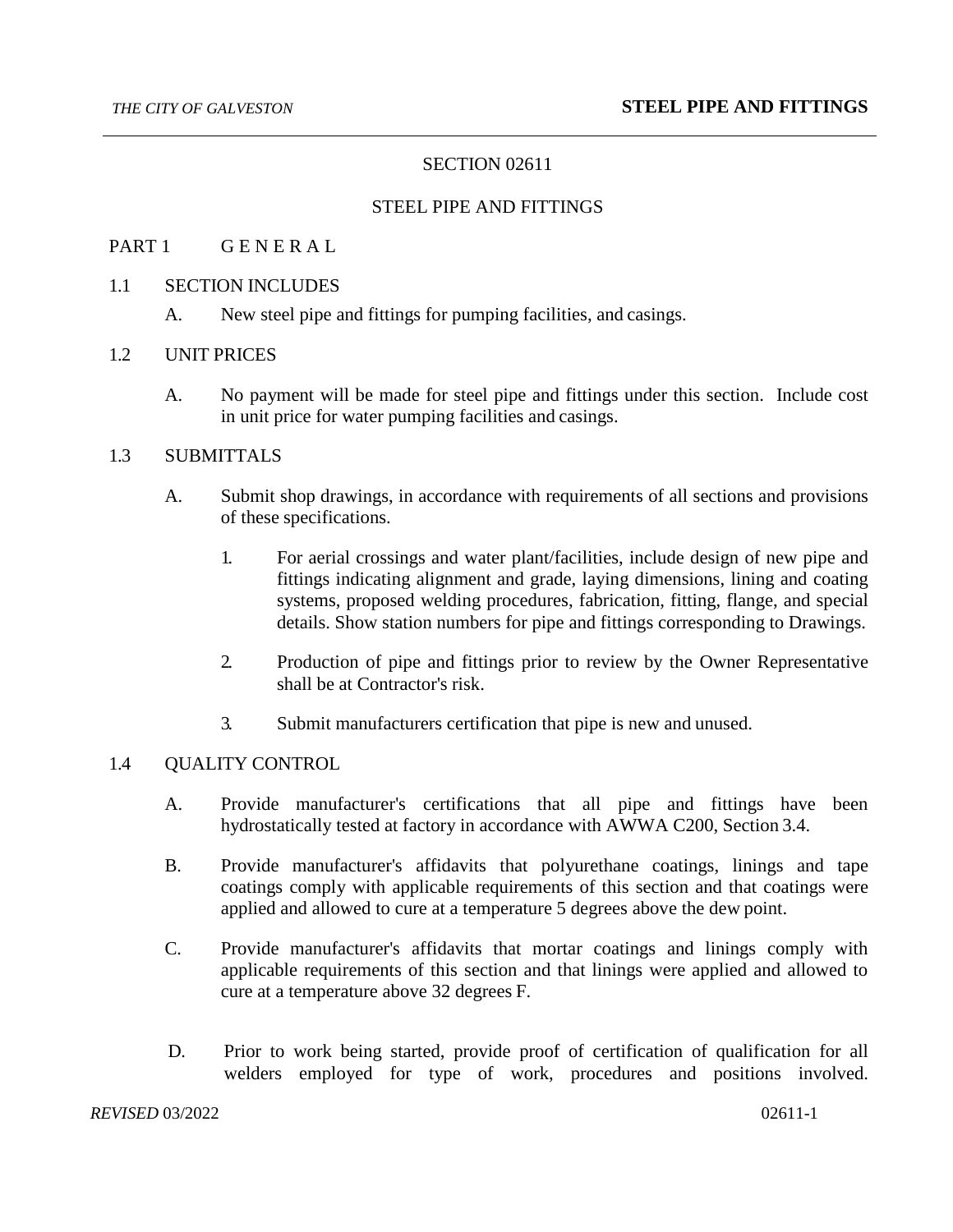# SECTION 02611

# STEEL PIPE AND FITTINGS

## PART 1 G E N E R A L

### 1.1 SECTION INCLUDES

A. New steel pipe and fittings for pumping facilities, and casings.

### 1.2 UNIT PRICES

A. No payment will be made for steel pipe and fittings under this section. Include cost in unit price for water pumping facilities and casings.

### 1.3 SUBMITTALS

A. Submit shop drawings, in accordance with requirements of all sections and provisions of these specifications.

1. For aerial crossings and water plant/facilities, include design of new pipe and fittings indicating alignment and grade, laying dimensions, lining and coating systems, proposed welding procedures, fabrication, fitting, flange, and special details. Show station numbers for pipe and fittings corresponding to Drawings.

2. Production of pipe and fittings prior to review by the Owner Representative shall be at Contractor's risk.

3. Submit manufacturers certification that pipe is new and unused.

### 1.4 QUALITY CONTROL

A. Provide manufacturer's certifications that all pipe and fittings have been hydrostatically tested at factory in accordance with AWWA C200, Section 3.4.

B. Provide manufacturer's affidavits that polyurethane coatings, linings and tape coatings comply with applicable requirements of this section and that coatings were applied and allowed to cure at a temperature 5 degrees above the dew point.

C. Provide manufacturer's affidavits that mortar coatings and linings comply with applicable requirements of this section and that linings were applied and allowed to cure at a temperature above 32 degrees F.

D. Prior to work being started, provide proof of certification of qualification for all welders employed for type of work, procedures and positions involved.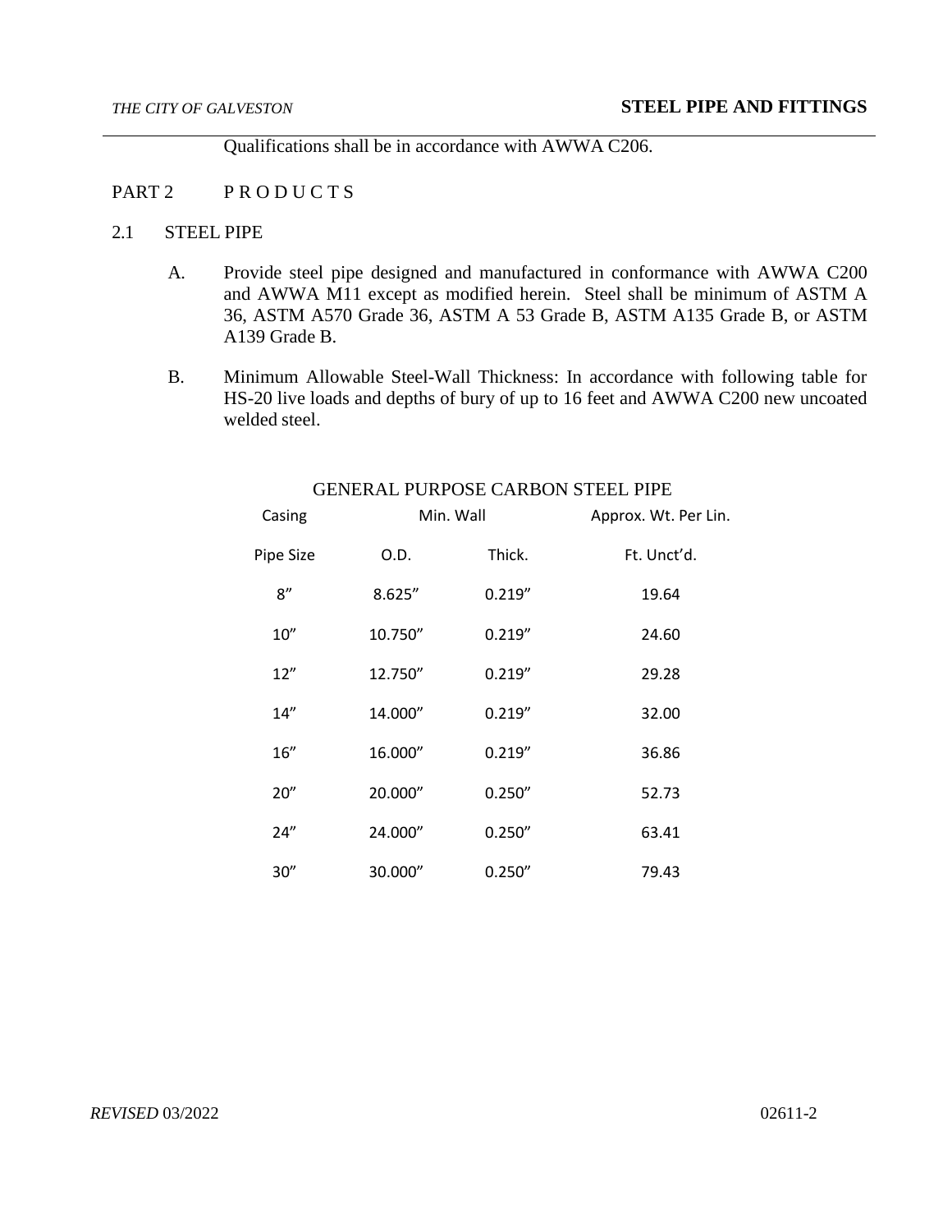Qualifications shall be in accordance with AWWA C206.

## PART 2 P R O D U C T S

### 2.1 STEEL PIPE

A. Provide steel pipe designed and manufactured in conformance with AWWA C200 and AWWA M11 except as modified herein. Steel shall be minimum of ASTM A 36, ASTM A570 Grade 36, ASTM A 53 Grade B, ASTM A135 Grade B, or ASTM A139 Grade B.

B. Minimum Allowable Steel-Wall Thickness: In accordance with following table for HS-20 live loads and depths of bury of up to 16 feet and AWWA C200 new uncoated welded steel.

GENERAL PURPOSE CARBON STEEL PIPE

| Casing Pipe Size | O.D. | Min. Wall Thick. | Approx. Wt. Per Lin. Ft. Unct'd. |
|---|---|---|---|
| 8" | 8.625" | 0.219" | 19.64 |
| 10" | 10.750" | 0.219" | 24.60 |
| 12" | 12.750" | 0.219" | 29.28 |
| 14" | 14.000" | 0.219" | 32.00 |
| 16" | 16.000" | 0.219" | 36.86 |
| 20" | 20.000" | 0.250" | 52.73 |
| 24" | 24.000" | 0.250" | 63.41 |
| 30" | 30.000" | 0.250" | 79.43 |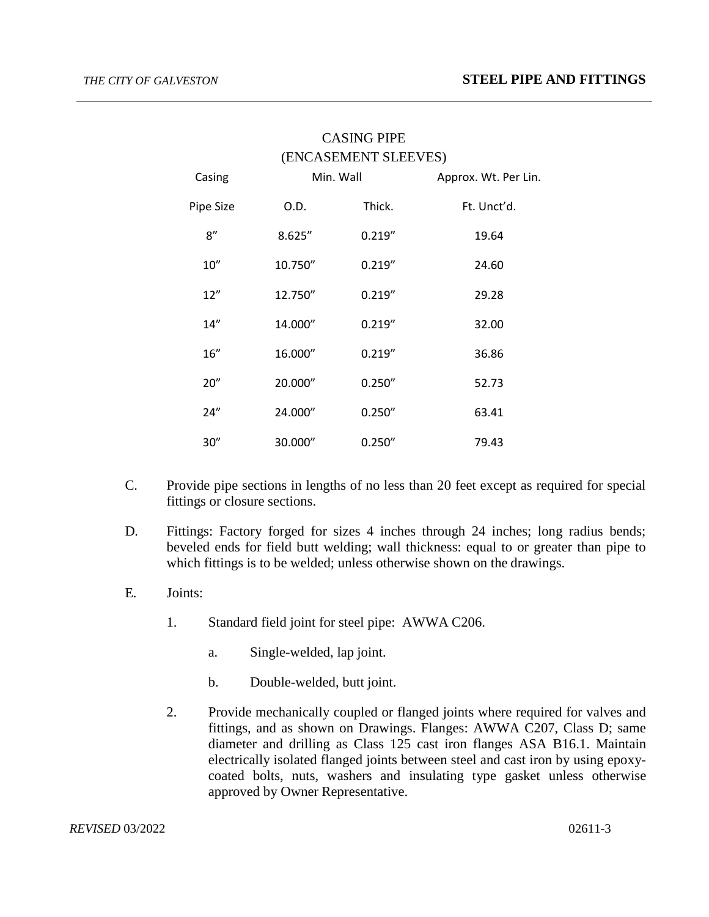CASING PIPE
(ENCASEMENT SLEEVES)

| Casing | Min. Wall | | Approx. Wt. Per Lin. |
|---|---|---|---|
| Pipe Size | O.D. | Thick. | Ft. Unct'd. |
| 8" | 8.625" | 0.219" | 19.64 |
| 10" | 10.750" | 0.219" | 24.60 |
| 12" | 12.750" | 0.219" | 29.28 |
| 14" | 14.000" | 0.219" | 32.00 |
| 16" | 16.000" | 0.219" | 36.86 |
| 20" | 20.000" | 0.250" | 52.73 |
| 24" | 24.000" | 0.250" | 63.41 |
| 30" | 30.000" | 0.250" | 79.43 |

C. Provide pipe sections in lengths of no less than 20 feet except as required for special fittings or closure sections.

D. Fittings: Factory forged for sizes 4 inches through 24 inches; long radius bends; beveled ends for field butt welding; wall thickness: equal to or greater than pipe to which fittings is to be welded; unless otherwise shown on the drawings.

E. Joints:

1. Standard field joint for steel pipe: AWWA C206.

   a. Single-welded, lap joint.

   b. Double-welded, butt joint.

2. Provide mechanically coupled or flanged joints where required for valves and fittings, and as shown on Drawings. Flanges: AWWA C207, Class D; same diameter and drilling as Class 125 cast iron flanges ASA B16.1. Maintain electrically isolated flanged joints between steel and cast iron by using epoxy-coated bolts, nuts, washers and insulating type gasket unless otherwise approved by Owner Representative.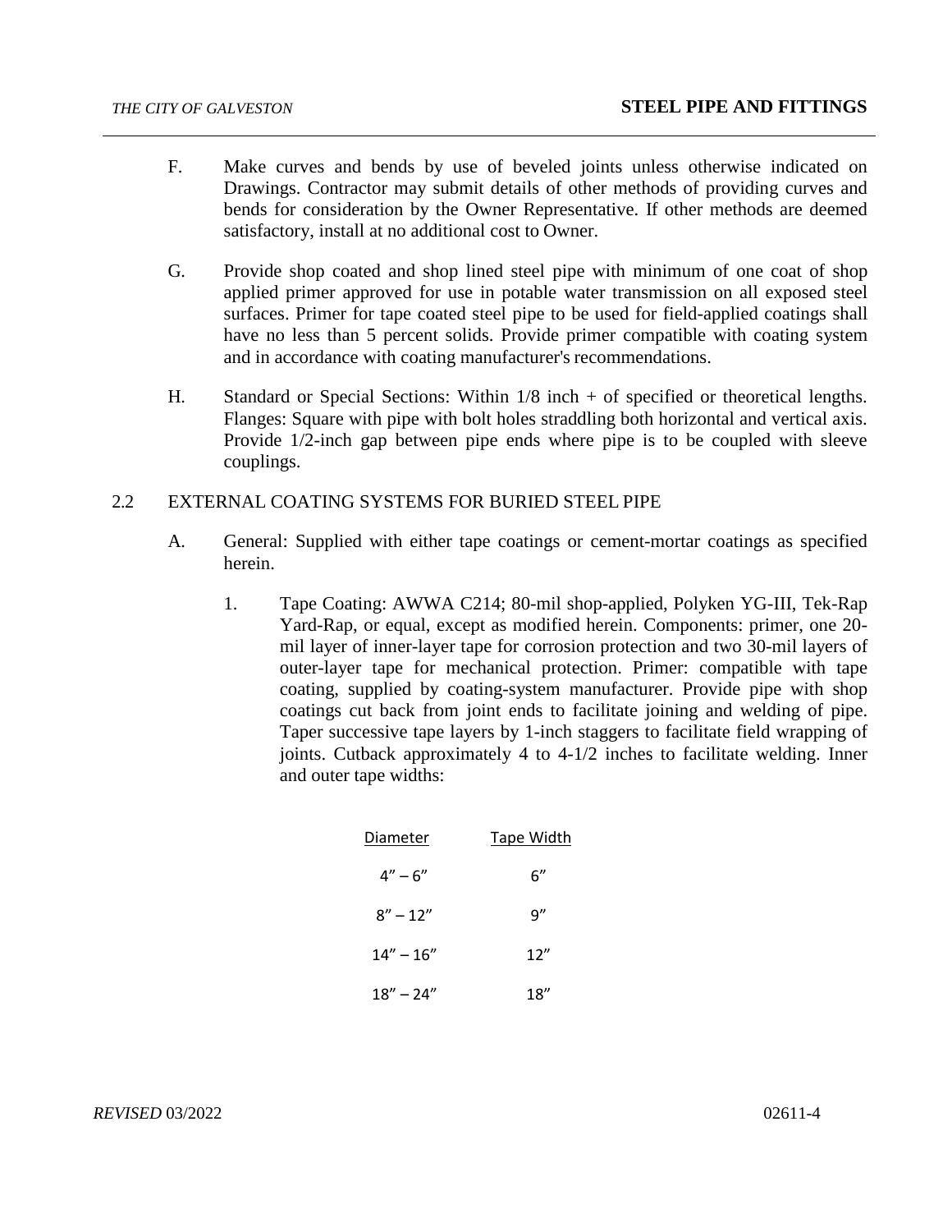F. Make curves and bends by use of beveled joints unless otherwise indicated on Drawings. Contractor may submit details of other methods of providing curves and bends for consideration by the Owner Representative. If other methods are deemed satisfactory, install at no additional cost to Owner.

G. Provide shop coated and shop lined steel pipe with minimum of one coat of shop applied primer approved for use in potable water transmission on all exposed steel surfaces. Primer for tape coated steel pipe to be used for field-applied coatings shall have no less than 5 percent solids. Provide primer compatible with coating system and in accordance with coating manufacturer's recommendations.

H. Standard or Special Sections: Within 1/8 inch + of specified or theoretical lengths. Flanges: Square with pipe with bolt holes straddling both horizontal and vertical axis. Provide 1/2-inch gap between pipe ends where pipe is to be coupled with sleeve couplings.

## 2.2 EXTERNAL COATING SYSTEMS FOR BURIED STEEL PIPE

A. General: Supplied with either tape coatings or cement-mortar coatings as specified herein.

1. Tape Coating: AWWA C214; 80-mil shop-applied, Polyken YG-III, Tek-Rap Yard-Rap, or equal, except as modified herein. Components: primer, one 20-mil layer of inner-layer tape for corrosion protection and two 30-mil layers of outer-layer tape for mechanical protection. Primer: compatible with tape coating, supplied by coating-system manufacturer. Provide pipe with shop coatings cut back from joint ends to facilitate joining and welding of pipe. Taper successive tape layers by 1-inch staggers to facilitate field wrapping of joints. Cutback approximately 4 to 4-1/2 inches to facilitate welding. Inner and outer tape widths:

| Diameter | Tape Width |
|---|---|
| 4" – 6" | 6" |
| 8" – 12" | 9" |
| 14" – 16" | 12" |
| 18" – 24" | 18" |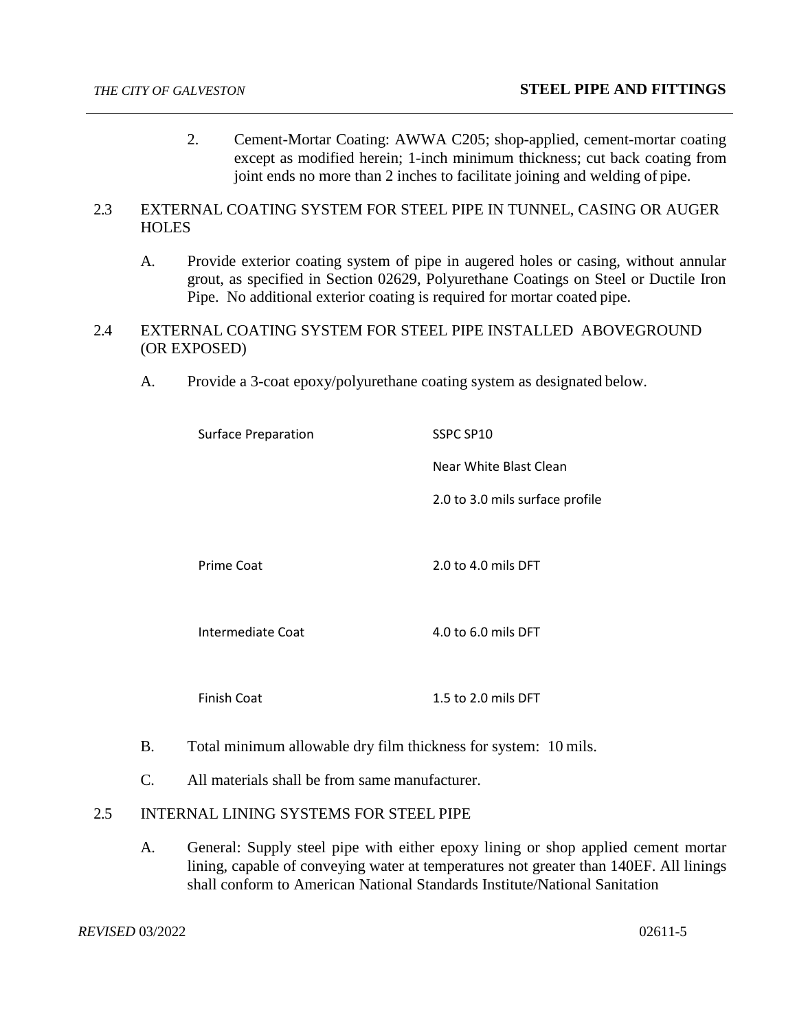2. Cement-Mortar Coating: AWWA C205; shop-applied, cement-mortar coating except as modified herein; 1-inch minimum thickness; cut back coating from joint ends no more than 2 inches to facilitate joining and welding of pipe.

## 2.3 EXTERNAL COATING SYSTEM FOR STEEL PIPE IN TUNNEL, CASING OR AUGER HOLES

A. Provide exterior coating system of pipe in augered holes or casing, without annular grout, as specified in Section 02629, Polyurethane Coatings on Steel or Ductile Iron Pipe. No additional exterior coating is required for mortar coated pipe.

## 2.4 EXTERNAL COATING SYSTEM FOR STEEL PIPE INSTALLED ABOVEGROUND (OR EXPOSED)

A. Provide a 3-coat epoxy/polyurethane coating system as designated below.

| | |
|---|---|
| Surface Preparation | SSPC SP10<br>Near White Blast Clean<br>2.0 to 3.0 mils surface profile |
| Prime Coat | 2.0 to 4.0 mils DFT |
| Intermediate Coat | 4.0 to 6.0 mils DFT |
| Finish Coat | 1.5 to 2.0 mils DFT |

B. Total minimum allowable dry film thickness for system: 10 mils.

C. All materials shall be from same manufacturer.

## 2.5 INTERNAL LINING SYSTEMS FOR STEEL PIPE

A. General: Supply steel pipe with either epoxy lining or shop applied cement mortar lining, capable of conveying water at temperatures not greater than 140EF. All linings shall conform to American National Standards Institute/National Sanitation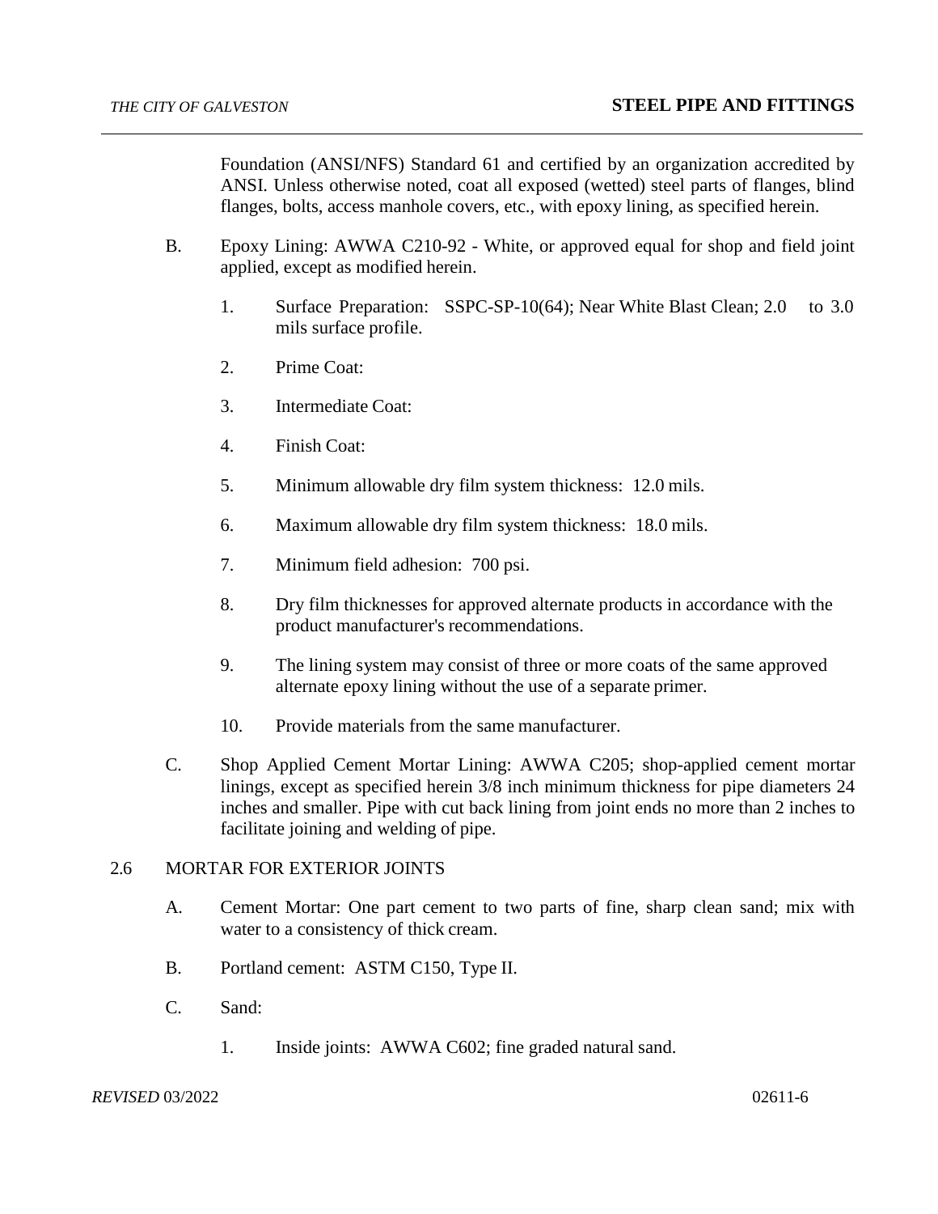Foundation (ANSI/NFS) Standard 61 and certified by an organization accredited by ANSI. Unless otherwise noted, coat all exposed (wetted) steel parts of flanges, blind flanges, bolts, access manhole covers, etc., with epoxy lining, as specified herein.

B. Epoxy Lining: AWWA C210-92 - White, or approved equal for shop and field joint applied, except as modified herein.

1. Surface Preparation: SSPC-SP-10(64); Near White Blast Clean; 2.0 to 3.0 mils surface profile.
2. Prime Coat:
3. Intermediate Coat:
4. Finish Coat:
5. Minimum allowable dry film system thickness: 12.0 mils.
6. Maximum allowable dry film system thickness: 18.0 mils.
7. Minimum field adhesion: 700 psi.
8. Dry film thicknesses for approved alternate products in accordance with the product manufacturer's recommendations.
9. The lining system may consist of three or more coats of the same approved alternate epoxy lining without the use of a separate primer.
10. Provide materials from the same manufacturer.

C. Shop Applied Cement Mortar Lining: AWWA C205; shop-applied cement mortar linings, except as specified herein 3/8 inch minimum thickness for pipe diameters 24 inches and smaller. Pipe with cut back lining from joint ends no more than 2 inches to facilitate joining and welding of pipe.

## 2.6 MORTAR FOR EXTERIOR JOINTS

A. Cement Mortar: One part cement to two parts of fine, sharp clean sand; mix with water to a consistency of thick cream.

B. Portland cement: ASTM C150, Type II.

C. Sand:

1. Inside joints: AWWA C602; fine graded natural sand.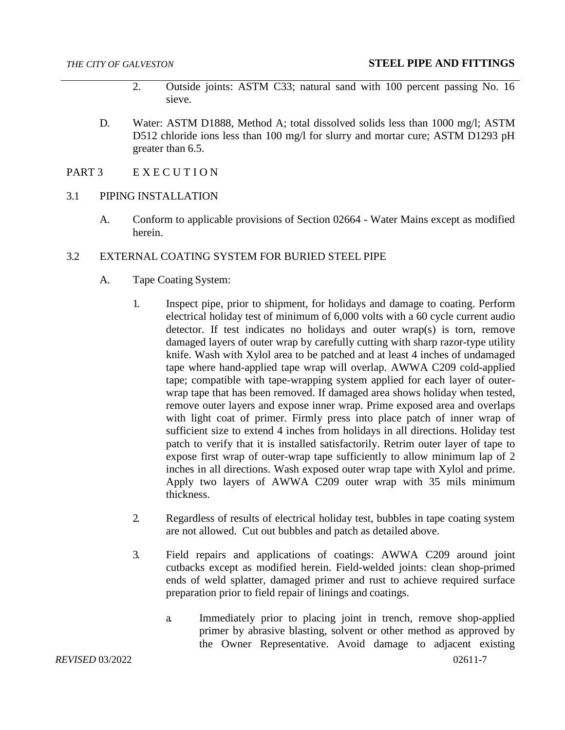2. Outside joints: ASTM C33; natural sand with 100 percent passing No. 16 sieve.

D. Water: ASTM D1888, Method A; total dissolved solids less than 1000 mg/l; ASTM D512 chloride ions less than 100 mg/l for slurry and mortar cure; ASTM D1293 pH greater than 6.5.

## PART 3 E X E C U T I O N

### 3.1 PIPING INSTALLATION

A. Conform to applicable provisions of Section 02664 - Water Mains except as modified herein.

### 3.2 EXTERNAL COATING SYSTEM FOR BURIED STEEL PIPE

A. Tape Coating System:

1. Inspect pipe, prior to shipment, for holidays and damage to coating. Perform electrical holiday test of minimum of 6,000 volts with a 60 cycle current audio detector. If test indicates no holidays and outer wrap(s) is torn, remove damaged layers of outer wrap by carefully cutting with sharp razor-type utility knife. Wash with Xylol area to be patched and at least 4 inches of undamaged tape where hand-applied tape wrap will overlap. AWWA C209 cold-applied tape; compatible with tape-wrapping system applied for each layer of outer-wrap tape that has been removed. If damaged area shows holiday when tested, remove outer layers and expose inner wrap. Prime exposed area and overlaps with light coat of primer. Firmly press into place patch of inner wrap of sufficient size to extend 4 inches from holidays in all directions. Holiday test patch to verify that it is installed satisfactorily. Retrim outer layer of tape to expose first wrap of outer-wrap tape sufficiently to allow minimum lap of 2 inches in all directions. Wash exposed outer wrap tape with Xylol and prime. Apply two layers of AWWA C209 outer wrap with 35 mils minimum thickness.

2. Regardless of results of electrical holiday test, bubbles in tape coating system are not allowed. Cut out bubbles and patch as detailed above.

3. Field repairs and applications of coatings: AWWA C209 around joint cutbacks except as modified herein. Field-welded joints: clean shop-primed ends of weld splatter, damaged primer and rust to achieve required surface preparation prior to field repair of linings and coatings.

   a. Immediately prior to placing joint in trench, remove shop-applied primer by abrasive blasting, solvent or other method as approved by the Owner Representative. Avoid damage to adjacent existing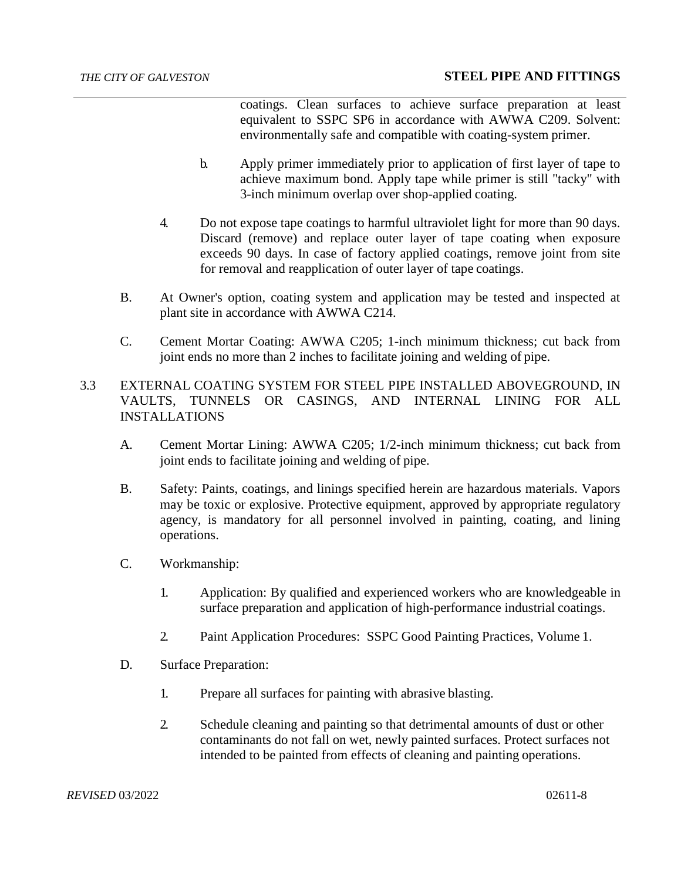coatings. Clean surfaces to achieve surface preparation at least equivalent to SSPC SP6 in accordance with AWWA C209. Solvent: environmentally safe and compatible with coating-system primer.

b. Apply primer immediately prior to application of first layer of tape to achieve maximum bond. Apply tape while primer is still "tacky" with 3-inch minimum overlap over shop-applied coating.

4. Do not expose tape coatings to harmful ultraviolet light for more than 90 days. Discard (remove) and replace outer layer of tape coating when exposure exceeds 90 days. In case of factory applied coatings, remove joint from site for removal and reapplication of outer layer of tape coatings.

B. At Owner's option, coating system and application may be tested and inspected at plant site in accordance with AWWA C214.

C. Cement Mortar Coating: AWWA C205; 1-inch minimum thickness; cut back from joint ends no more than 2 inches to facilitate joining and welding of pipe.

## 3.3 EXTERNAL COATING SYSTEM FOR STEEL PIPE INSTALLED ABOVEGROUND, IN VAULTS, TUNNELS OR CASINGS, AND INTERNAL LINING FOR ALL INSTALLATIONS

A. Cement Mortar Lining: AWWA C205; 1/2-inch minimum thickness; cut back from joint ends to facilitate joining and welding of pipe.

B. Safety: Paints, coatings, and linings specified herein are hazardous materials. Vapors may be toxic or explosive. Protective equipment, approved by appropriate regulatory agency, is mandatory for all personnel involved in painting, coating, and lining operations.

C. Workmanship:

1. Application: By qualified and experienced workers who are knowledgeable in surface preparation and application of high-performance industrial coatings.

2. Paint Application Procedures: SSPC Good Painting Practices, Volume 1.

D. Surface Preparation:

1. Prepare all surfaces for painting with abrasive blasting.

2. Schedule cleaning and painting so that detrimental amounts of dust or other contaminants do not fall on wet, newly painted surfaces. Protect surfaces not intended to be painted from effects of cleaning and painting operations.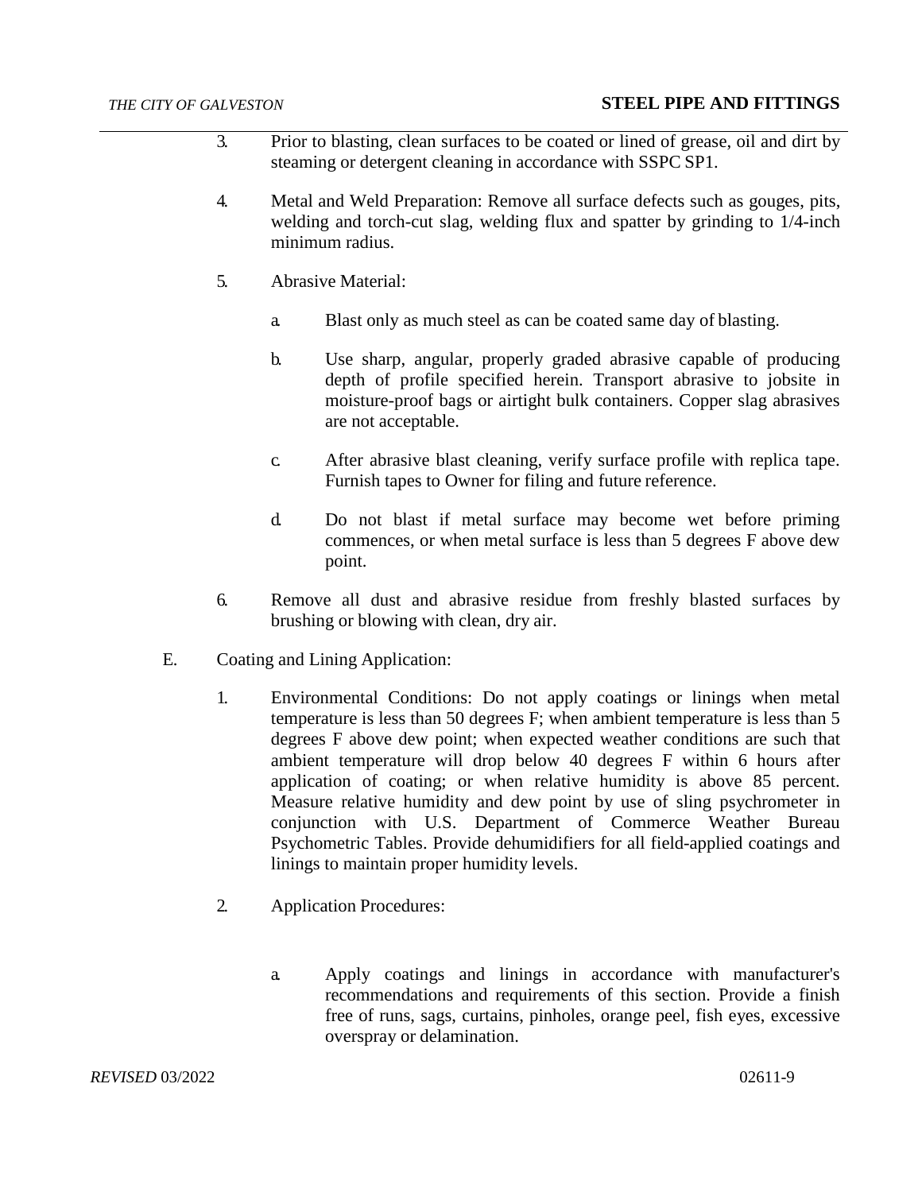3. Prior to blasting, clean surfaces to be coated or lined of grease, oil and dirt by steaming or detergent cleaning in accordance with SSPC SP1.

4. Metal and Weld Preparation: Remove all surface defects such as gouges, pits, welding and torch-cut slag, welding flux and spatter by grinding to 1/4-inch minimum radius.

5. Abrasive Material:

   a. Blast only as much steel as can be coated same day of blasting.

   b. Use sharp, angular, properly graded abrasive capable of producing depth of profile specified herein. Transport abrasive to jobsite in moisture-proof bags or airtight bulk containers. Copper slag abrasives are not acceptable.

   c. After abrasive blast cleaning, verify surface profile with replica tape. Furnish tapes to Owner for filing and future reference.

   d. Do not blast if metal surface may become wet before priming commences, or when metal surface is less than 5 degrees F above dew point.

6. Remove all dust and abrasive residue from freshly blasted surfaces by brushing or blowing with clean, dry air.

E. Coating and Lining Application:

1. Environmental Conditions: Do not apply coatings or linings when metal temperature is less than 50 degrees F; when ambient temperature is less than 5 degrees F above dew point; when expected weather conditions are such that ambient temperature will drop below 40 degrees F within 6 hours after application of coating; or when relative humidity is above 85 percent. Measure relative humidity and dew point by use of sling psychrometer in conjunction with U.S. Department of Commerce Weather Bureau Psychometric Tables. Provide dehumidifiers for all field-applied coatings and linings to maintain proper humidity levels.

2. Application Procedures:

   a. Apply coatings and linings in accordance with manufacturer's recommendations and requirements of this section. Provide a finish free of runs, sags, curtains, pinholes, orange peel, fish eyes, excessive overspray or delamination.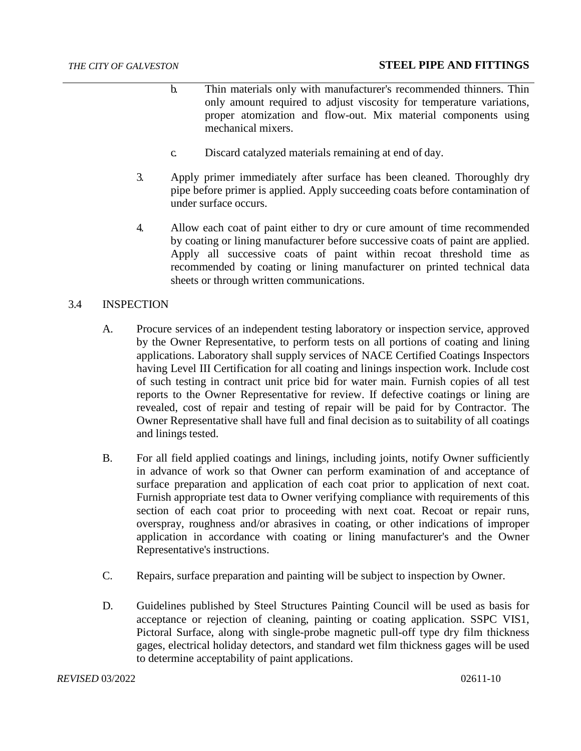b. Thin materials only with manufacturer's recommended thinners. Thin only amount required to adjust viscosity for temperature variations, proper atomization and flow-out. Mix material components using mechanical mixers.

c. Discard catalyzed materials remaining at end of day.

3. Apply primer immediately after surface has been cleaned. Thoroughly dry pipe before primer is applied. Apply succeeding coats before contamination of under surface occurs.

4. Allow each coat of paint either to dry or cure amount of time recommended by coating or lining manufacturer before successive coats of paint are applied. Apply all successive coats of paint within recoat threshold time as recommended by coating or lining manufacturer on printed technical data sheets or through written communications.

## 3.4 INSPECTION

A. Procure services of an independent testing laboratory or inspection service, approved by the Owner Representative, to perform tests on all portions of coating and lining applications. Laboratory shall supply services of NACE Certified Coatings Inspectors having Level III Certification for all coating and linings inspection work. Include cost of such testing in contract unit price bid for water main. Furnish copies of all test reports to the Owner Representative for review. If defective coatings or lining are revealed, cost of repair and testing of repair will be paid for by Contractor. The Owner Representative shall have full and final decision as to suitability of all coatings and linings tested.

B. For all field applied coatings and linings, including joints, notify Owner sufficiently in advance of work so that Owner can perform examination of and acceptance of surface preparation and application of each coat prior to application of next coat. Furnish appropriate test data to Owner verifying compliance with requirements of this section of each coat prior to proceeding with next coat. Recoat or repair runs, overspray, roughness and/or abrasives in coating, or other indications of improper application in accordance with coating or lining manufacturer's and the Owner Representative's instructions.

C. Repairs, surface preparation and painting will be subject to inspection by Owner.

D. Guidelines published by Steel Structures Painting Council will be used as basis for acceptance or rejection of cleaning, painting or coating application. SSPC VIS1, Pictoral Surface, along with single-probe magnetic pull-off type dry film thickness gages, electrical holiday detectors, and standard wet film thickness gages will be used to determine acceptability of paint applications.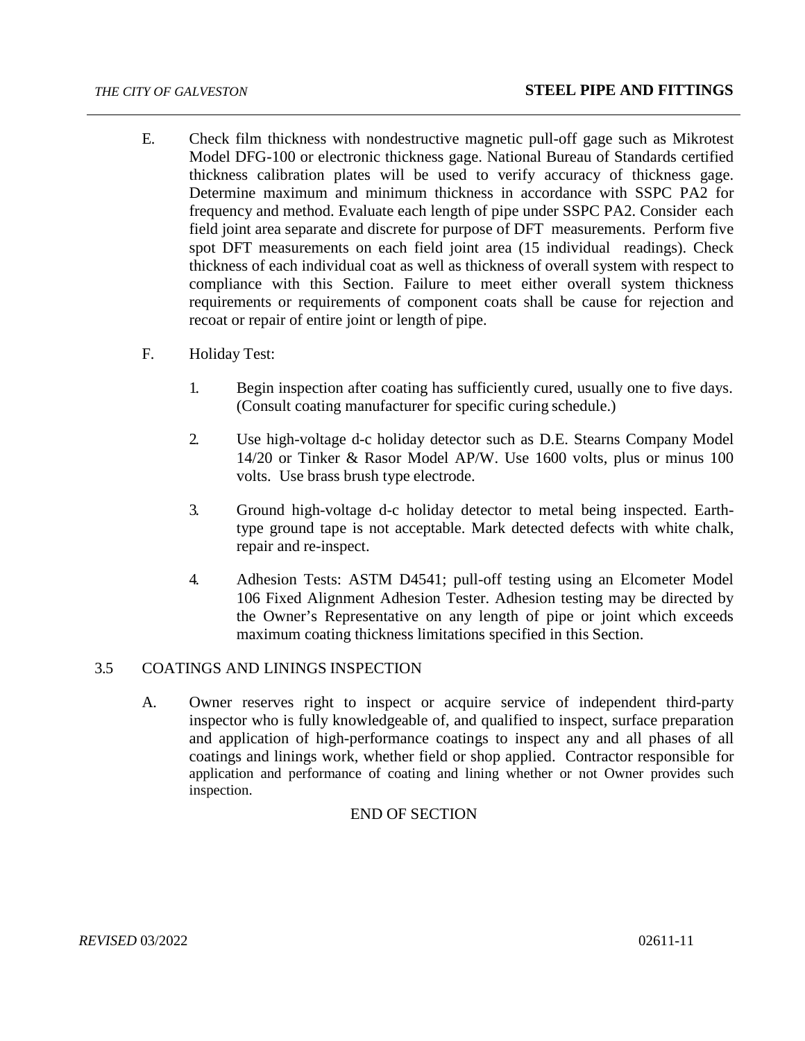E. Check film thickness with nondestructive magnetic pull-off gage such as Mikrotest Model DFG-100 or electronic thickness gage. National Bureau of Standards certified thickness calibration plates will be used to verify accuracy of thickness gage. Determine maximum and minimum thickness in accordance with SSPC PA2 for frequency and method. Evaluate each length of pipe under SSPC PA2. Consider each field joint area separate and discrete for purpose of DFT measurements. Perform five spot DFT measurements on each field joint area (15 individual readings). Check thickness of each individual coat as well as thickness of overall system with respect to compliance with this Section. Failure to meet either overall system thickness requirements or requirements of component coats shall be cause for rejection and recoat or repair of entire joint or length of pipe.

F. Holiday Test:

1. Begin inspection after coating has sufficiently cured, usually one to five days. (Consult coating manufacturer for specific curing schedule.)

2. Use high-voltage d-c holiday detector such as D.E. Stearns Company Model 14/20 or Tinker & Rasor Model AP/W. Use 1600 volts, plus or minus 100 volts. Use brass brush type electrode.

3. Ground high-voltage d-c holiday detector to metal being inspected. Earth-type ground tape is not acceptable. Mark detected defects with white chalk, repair and re-inspect.

4. Adhesion Tests: ASTM D4541; pull-off testing using an Elcometer Model 106 Fixed Alignment Adhesion Tester. Adhesion testing may be directed by the Owner's Representative on any length of pipe or joint which exceeds maximum coating thickness limitations specified in this Section.

## 3.5 COATINGS AND LININGS INSPECTION

A. Owner reserves right to inspect or acquire service of independent third-party inspector who is fully knowledgeable of, and qualified to inspect, surface preparation and application of high-performance coatings to inspect any and all phases of all coatings and linings work, whether field or shop applied. Contractor responsible for application and performance of coating and lining whether or not Owner provides such inspection.

END OF SECTION